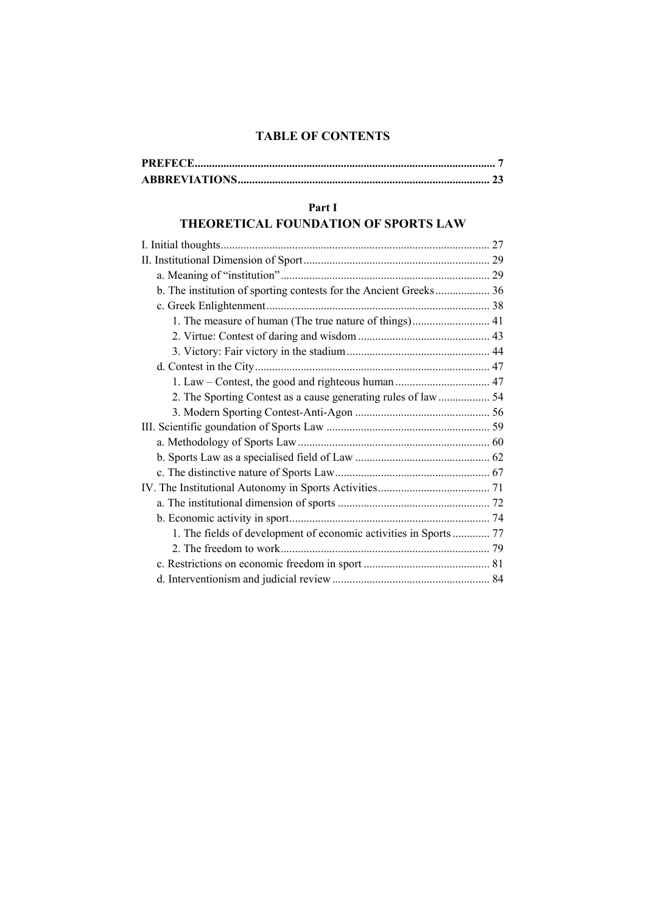# TABLE OF CONTENTS

**PREFECE** ........ **7**
**ABBREVIATIONS** ........ **23**

## Part I
## THEORETICAL FOUNDATION OF SPORTS LAW

I. Initial thoughts ........ 27
II. Institutional Dimension of Sport ........ 29
- a. Meaning of "institution" ........ 29
- b. The institution of sporting contests for the Ancient Greeks ........ 36
- c. Greek Enlightenment ........ 38
  - 1. The measure of human (The true nature of things) ........ 41
  - 2. Virtue: Contest of daring and wisdom ........ 43
  - 3. Victory: Fair victory in the stadium ........ 44
- d. Contest in the City ........ 47
  - 1. Law – Contest, the good and righteous human ........ 47
  - 2. The Sporting Contest as a cause generating rules of law ........ 54
  - 3. Modern Sporting Contest-Anti-Agon ........ 56

III. Scientific goundation of Sports Law ........ 59
- a. Methodology of Sports Law ........ 60
- b. Sports Law as a specialised field of Law ........ 62
- c. The distinctive nature of Sports Law ........ 67

IV. The Institutional Autonomy in Sports Activities ........ 71
- a. The institutional dimension of sports ........ 72
- b. Economic activity in sport ........ 74
  - 1. The fields of development of economic activities in Sports ........ 77
  - 2. The freedom to work ........ 79
- c. Restrictions on economic freedom in sport ........ 81
- d. Interventionism and judicial review ........ 84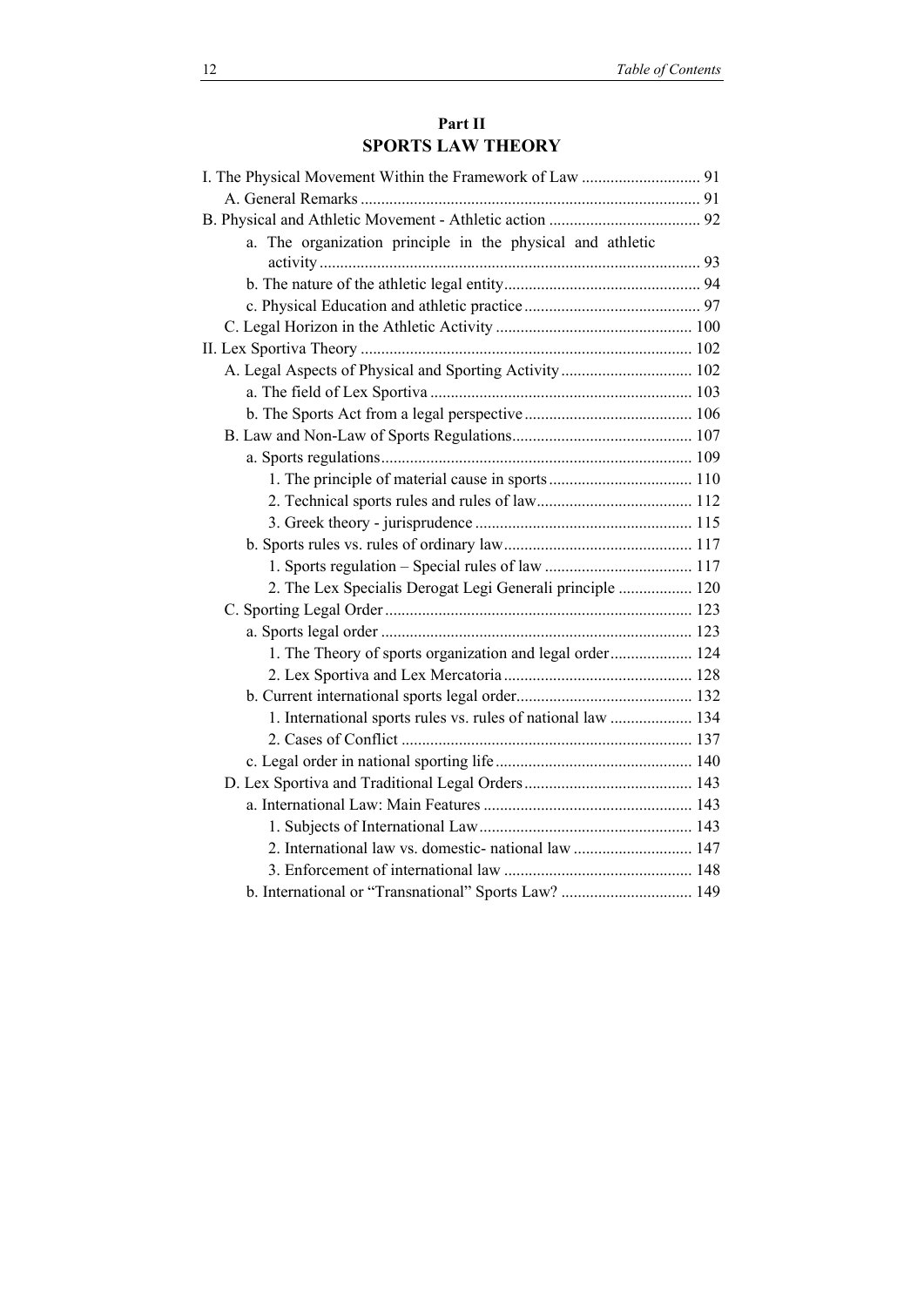# Part II
# SPORTS LAW THEORY

I. The Physical Movement Within the Framework of Law ............................. 91
- A. General Remarks ................................................................................. 91

B. Physical and Athletic Movement - Athletic action ..................................... 92
- a. The organization principle in the physical and athletic activity ............................................................................................ 93
- b. The nature of the athletic legal entity ................................................ 94
- c. Physical Education and athletic practice ........................................... 97
- C. Legal Horizon in the Athletic Activity ................................................ 100

II. Lex Sportiva Theory ................................................................................ 102
- A. Legal Aspects of Physical and Sporting Activity ................................ 102
  - a. The field of Lex Sportiva ............................................................... 103
  - b. The Sports Act from a legal perspective ......................................... 106
- B. Law and Non-Law of Sports Regulations ............................................ 107
  - a. Sports regulations ........................................................................... 109
    - 1. The principle of material cause in sports ................................... 110
    - 2. Technical sports rules and rules of law ...................................... 112
    - 3. Greek theory - jurisprudence ..................................................... 115
  - b. Sports rules vs. rules of ordinary law .............................................. 117
    - 1. Sports regulation – Special rules of law .................................... 117
    - 2. The Lex Specialis Derogat Legi Generali principle .................. 120
- C. Sporting Legal Order .......................................................................... 123
  - a. Sports legal order ........................................................................... 123
    - 1. The Theory of sports organization and legal order .................... 124
    - 2. Lex Sportiva and Lex Mercatoria .............................................. 128
  - b. Current international sports legal order ........................................... 132
    - 1. International sports rules vs. rules of national law .................... 134
    - 2. Cases of Conflict ....................................................................... 137
  - c. Legal order in national sporting life ................................................ 140
- D. Lex Sportiva and Traditional Legal Orders ......................................... 143
  - a. International Law: Main Features ................................................... 143
    - 1. Subjects of International Law .................................................... 143
    - 2. International law vs. domestic- national law ............................. 147
    - 3. Enforcement of international law .............................................. 148
  - b. International or "Transnational" Sports Law? ................................ 149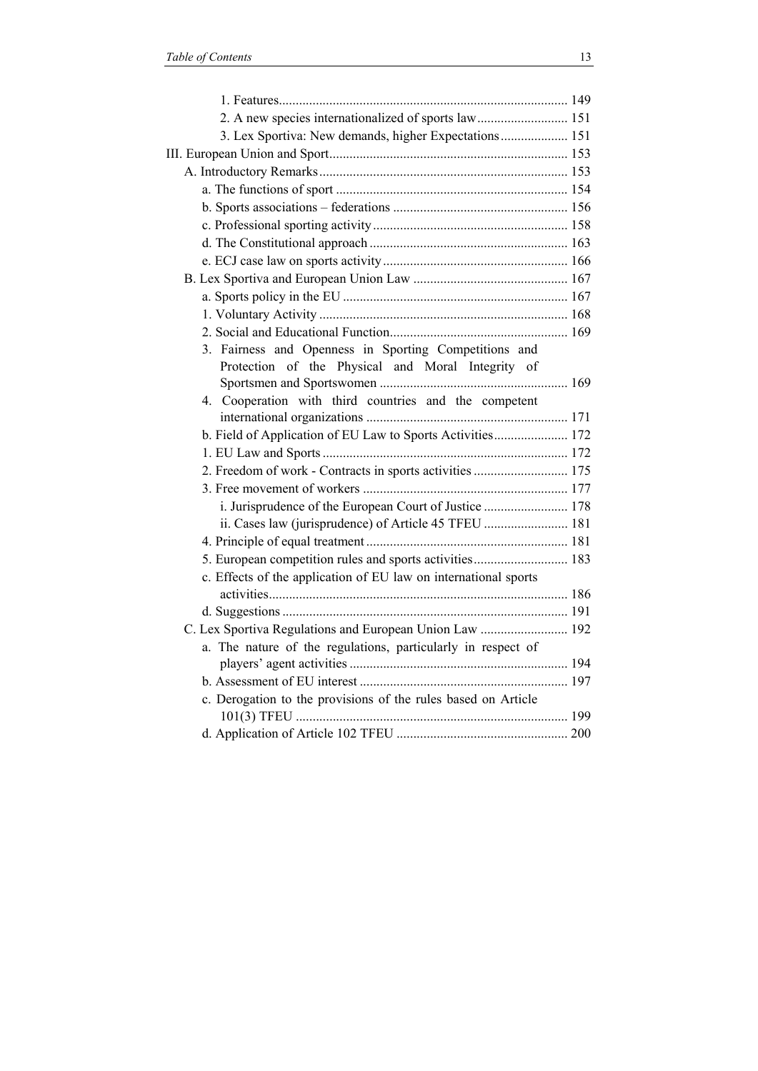1. Features ..................................................................................... 149

2. A new species internationalized of sports law ........................... 151

3. Lex Sportiva: New demands, higher Expectations .................... 151

III. European Union and Sport ...................................................................... 153

A. Introductory Remarks ......................................................................... 153

a. The functions of sport ................................................................... 154

b. Sports associations – federations ................................................... 156

c. Professional sporting activity ......................................................... 158

d. The Constitutional approach .......................................................... 163

e. ECJ case law on sports activity ...................................................... 166

B. Lex Sportiva and European Union Law ............................................. 167

a. Sports policy in the EU .................................................................. 167

1. Voluntary Activity ......................................................................... 168

2. Social and Educational Function .................................................... 169

3. Fairness and Openness in Sporting Competitions and Protection of the Physical and Moral Integrity of Sportsmen and Sportswomen ....................................................... 169

4. Cooperation with third countries and the competent international organizations ........................................................... 171

b. Field of Application of EU Law to Sports Activities ...................... 172

1. EU Law and Sports ........................................................................ 172

2. Freedom of work - Contracts in sports activities ........................... 175

3. Free movement of workers ............................................................ 177

i. Jurisprudence of the European Court of Justice ......................... 178

ii. Cases law (jurisprudence) of Article 45 TFEU ......................... 181

4. Principle of equal treatment ........................................................... 181

5. European competition rules and sports activities ........................... 183

c. Effects of the application of EU law on international sports activities ....................................................................................... 186

d. Suggestions ................................................................................... 191

C. Lex Sportiva Regulations and European Union Law .......................... 192

a. The nature of the regulations, particularly in respect of players' agent activities ................................................................. 194

b. Assessment of EU interest ............................................................. 197

c. Derogation to the provisions of the rules based on Article 101(3) TFEU ................................................................................ 199

d. Application of Article 102 TFEU .................................................. 200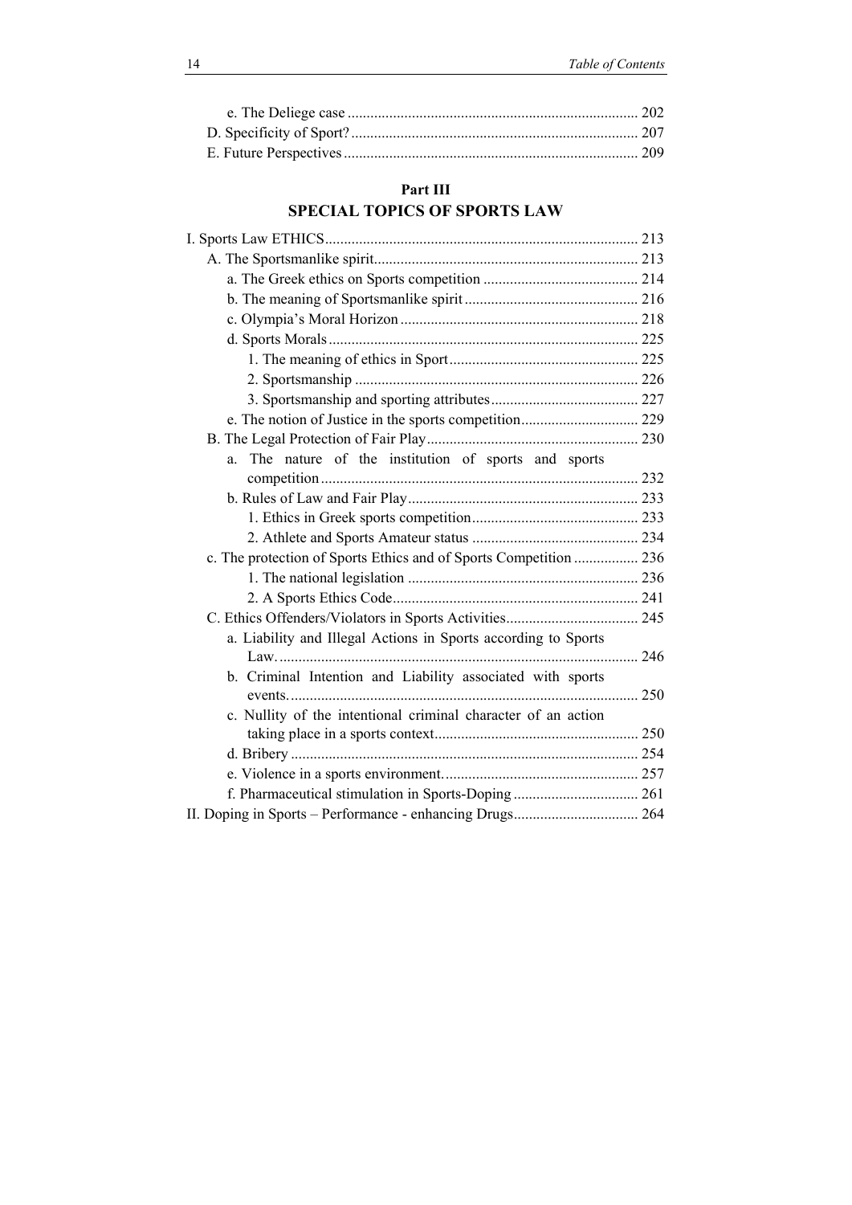e. The Deliege case ... 202
D. Specificity of Sport? ... 207
E. Future Perspectives ... 209

## Part III
## SPECIAL TOPICS OF SPORTS LAW

I. Sports Law ETHICS ... 213
- A. The Sportsmanlike spirit ... 213
  - a. The Greek ethics on Sports competition ... 214
  - b. The meaning of Sportsmanlike spirit ... 216
  - c. Olympia's Moral Horizon ... 218
  - d. Sports Morals ... 225
    - 1. The meaning of ethics in Sport ... 225
    - 2. Sportsmanship ... 226
    - 3. Sportsmanship and sporting attributes ... 227
  - e. The notion of Justice in the sports competition ... 229
- B. The Legal Protection of Fair Play ... 230
  - a. The nature of the institution of sports and sports competition ... 232
  - b. Rules of Law and Fair Play ... 233
    - 1. Ethics in Greek sports competition ... 233
    - 2. Athlete and Sports Amateur status ... 234
  - c. The protection of Sports Ethics and of Sports Competition ... 236
    - 1. The national legislation ... 236
    - 2. A Sports Ethics Code ... 241
- C. Ethics Offenders/Violators in Sports Activities ... 245
  - a. Liability and Illegal Actions in Sports according to Sports Law. ... 246
  - b. Criminal Intention and Liability associated with sports events. ... 250
  - c. Nullity of the intentional criminal character of an action taking place in a sports context ... 250
  - d. Bribery ... 254
  - e. Violence in a sports environment. ... 257
  - f. Pharmaceutical stimulation in Sports-Doping ... 261

II. Doping in Sports – Performance - enhancing Drugs ... 264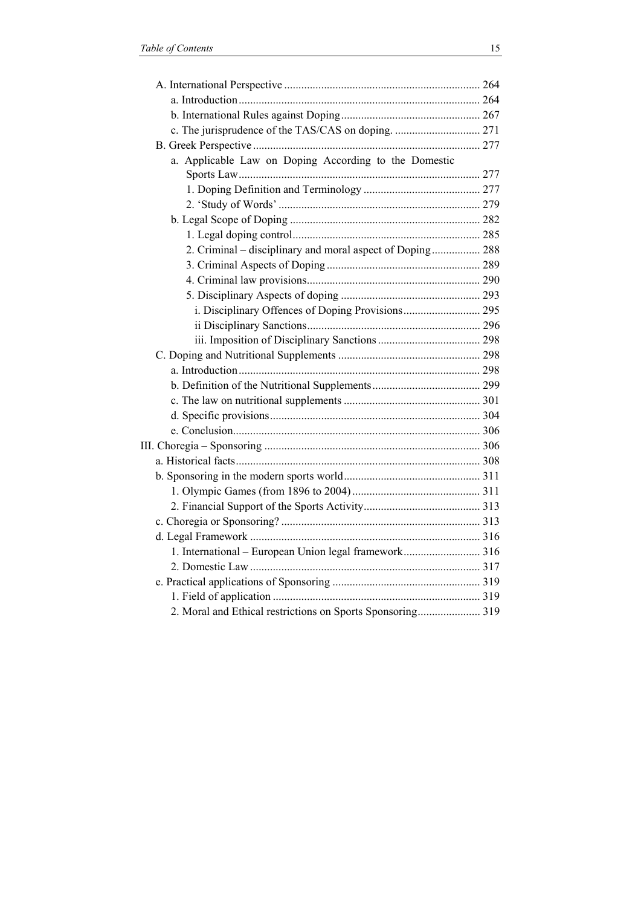A. International Perspective .................................................................... 264
  a. Introduction .................................................................................... 264
  b. International Rules against Doping ................................................ 267
  c. The jurisprudence of the TAS/CAS on doping. .............................. 271
B. Greek Perspective ............................................................................... 277
  a. Applicable Law on Doping According to the Domestic Sports Law .................................................................................... 277
    1. Doping Definition and Terminology ......................................... 277
    2. 'Study of Words' ...................................................................... 279
  b. Legal Scope of Doping .................................................................. 282
    1. Legal doping control ................................................................. 285
    2. Criminal – disciplinary and moral aspect of Doping ................. 288
    3. Criminal Aspects of Doping ...................................................... 289
    4. Criminal law provisions ............................................................ 290
    5. Disciplinary Aspects of doping ................................................ 293
      i. Disciplinary Offences of Doping Provisions ........................... 295
      ii Disciplinary Sanctions ............................................................ 296
      iii. Imposition of Disciplinary Sanctions .................................... 298
C. Doping and Nutritional Supplements ................................................. 298
  a. Introduction .................................................................................... 298
  b. Definition of the Nutritional Supplements ...................................... 299
  c. The law on nutritional supplements ................................................ 301
  d. Specific provisions ......................................................................... 304
  e. Conclusion ...................................................................................... 306

III. Choregia – Sponsoring ........................................................................... 306
a. Historical facts ..................................................................................... 308
b. Sponsoring in the modern sports world ............................................... 311
  1. Olympic Games (from 1896 to 2004) ............................................ 311
  2. Financial Support of the Sports Activity ......................................... 313
c. Choregia or Sponsoring? ..................................................................... 313
d. Legal Framework ................................................................................ 316
  1. International – European Union legal framework ........................... 316
  2. Domestic Law ................................................................................ 317
e. Practical applications of Sponsoring ................................................... 319
  1. Field of application ........................................................................ 319
  2. Moral and Ethical restrictions on Sports Sponsoring ...................... 319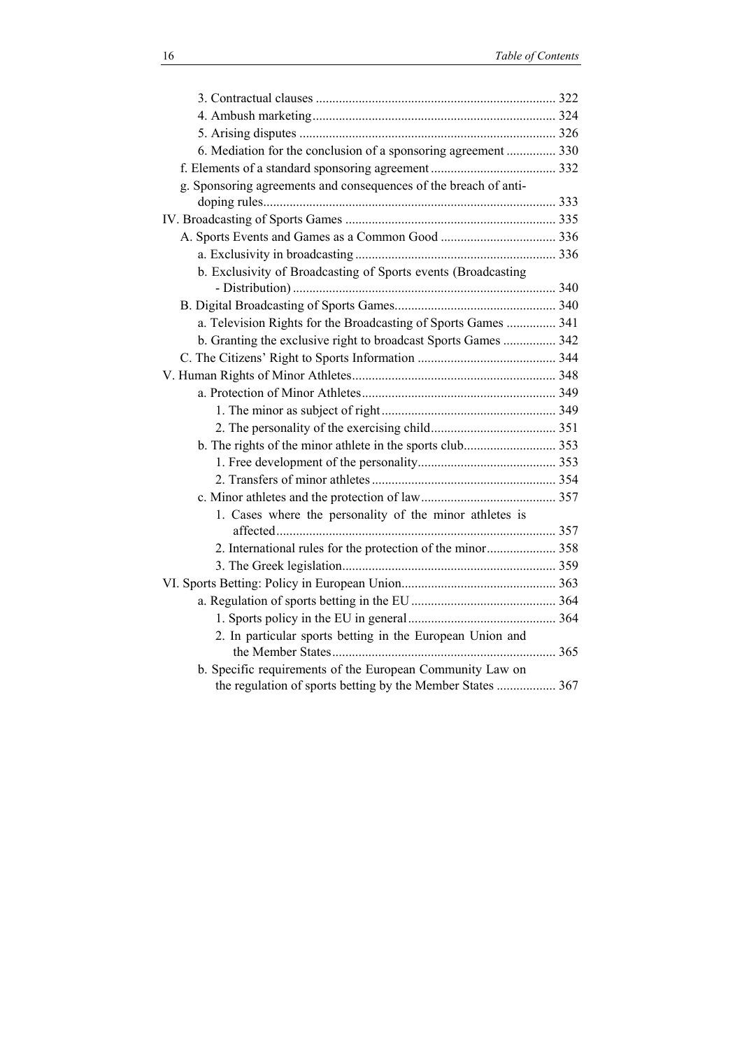3. Contractual clauses ........................................................................ 322
4. Ambush marketing........................................................................ 324
5. Arising disputes ............................................................................ 326
6. Mediation for the conclusion of a sponsoring agreement ............... 330
f. Elements of a standard sponsoring agreement ...................................... 332
g. Sponsoring agreements and consequences of the breach of anti-doping rules........................................................................................ 333
IV. Broadcasting of Sports Games ................................................................ 335
A. Sports Events and Games as a Common Good ................................... 336
a. Exclusivity in broadcasting ............................................................ 336
b. Exclusivity of Broadcasting of Sports events (Broadcasting - Distribution) ............................................................................... 340
B. Digital Broadcasting of Sports Games................................................. 340
a. Television Rights for the Broadcasting of Sports Games ............... 341
b. Granting the exclusive right to broadcast Sports Games ................ 342
C. The Citizens' Right to Sports Information .......................................... 344
V. Human Rights of Minor Athletes.............................................................. 348
a. Protection of Minor Athletes........................................................... 349
1. The minor as subject of right ..................................................... 349
2. The personality of the exercising child...................................... 351
b. The rights of the minor athlete in the sports club............................ 353
1. Free development of the personality.......................................... 353
2. Transfers of minor athletes ........................................................ 354
c. Minor athletes and the protection of law......................................... 357
1. Cases where the personality of the minor athletes is affected.................................................................................... 357
2. International rules for the protection of the minor..................... 358
3. The Greek legislation................................................................. 359
VI. Sports Betting: Policy in European Union............................................... 363
a. Regulation of sports betting in the EU ............................................ 364
1. Sports policy in the EU in general ............................................. 364
2. In particular sports betting in the European Union and the Member States .................................................................... 365
b. Specific requirements of the European Community Law on the regulation of sports betting by the Member States .................. 367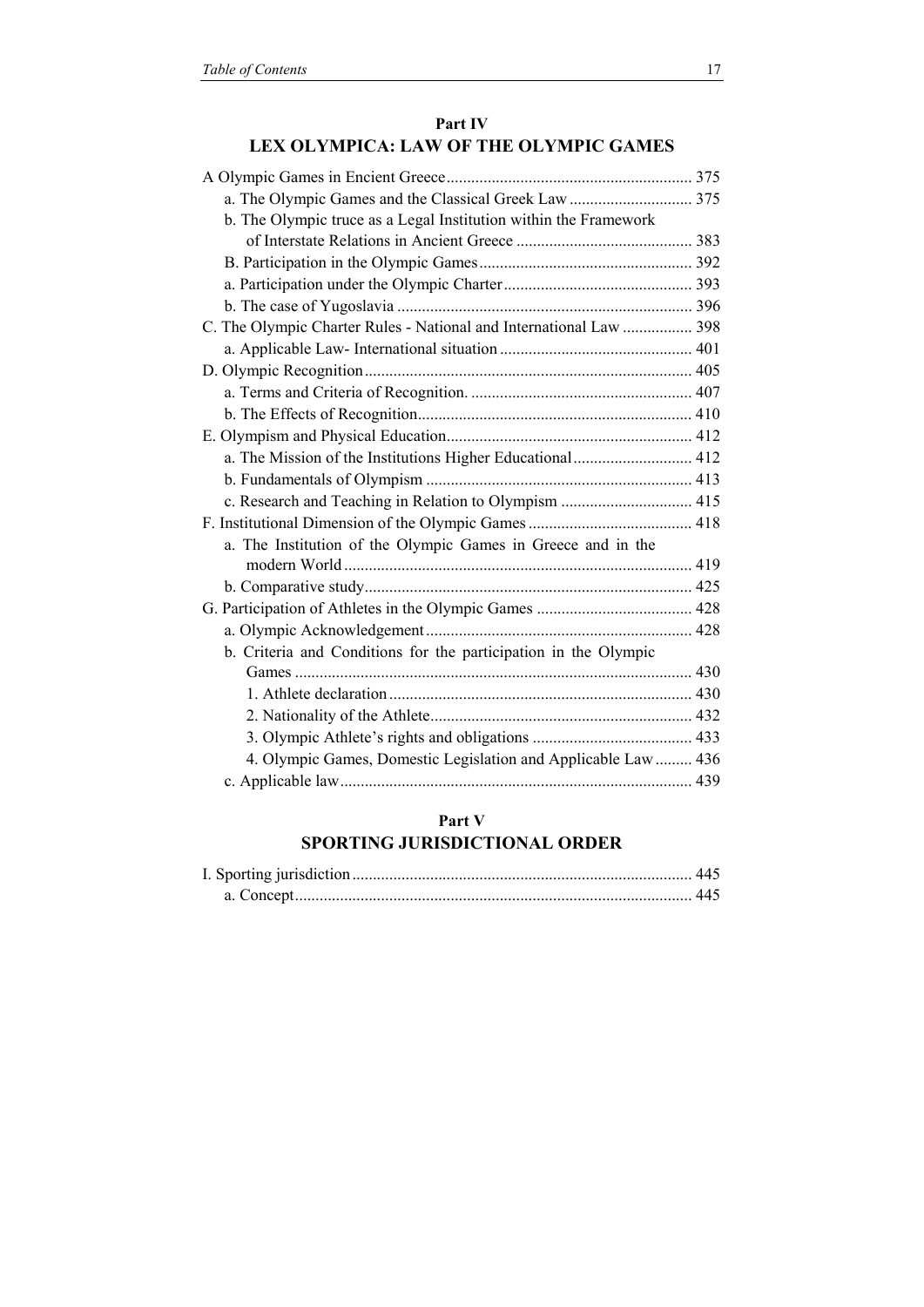## Part IV
## LEX OLYMPICA: LAW OF THE OLYMPIC GAMES

A Olympic Games in Encient Greece ............................................................ 375
  a. The Olympic Games and the Classical Greek Law .............................. 375
  b. The Olympic truce as a Legal Institution within the Framework of Interstate Relations in Ancient Greece ........................................... 383
  B. Participation in the Olympic Games .................................................... 392
  a. Participation under the Olympic Charter .............................................. 393
  b. The case of Yugoslavia ........................................................................ 396
C. The Olympic Charter Rules - National and International Law ................. 398
  a. Applicable Law- International situation ............................................... 401
D. Olympic Recognition ................................................................................ 405
  a. Terms and Criteria of Recognition. ...................................................... 407
  b. The Effects of Recognition .................................................................. 410
E. Olympism and Physical Education ............................................................ 412
  a. The Mission of the Institutions Higher Educational ............................. 412
  b. Fundamentals of Olympism ................................................................. 413
  c. Research and Teaching in Relation to Olympism ................................ 415
F. Institutional Dimension of the Olympic Games ........................................ 418
  a. The Institution of the Olympic Games in Greece and in the modern World ..................................................................................... 419
  b. Comparative study ................................................................................ 425
G. Participation of Athletes in the Olympic Games ...................................... 428
  a. Olympic Acknowledgement ................................................................. 428
  b. Criteria and Conditions for the participation in the Olympic Games ................................................................................................ 430
    1. Athlete declaration .......................................................................... 430
    2. Nationality of the Athlete ................................................................ 432
    3. Olympic Athlete's rights and obligations ....................................... 433
    4. Olympic Games, Domestic Legislation and Applicable Law .......... 436
  c. Applicable law ..................................................................................... 439

## Part V
## SPORTING JURISDICTIONAL ORDER

I. Sporting jurisdiction ................................................................................... 445
  a. Concept ................................................................................................. 445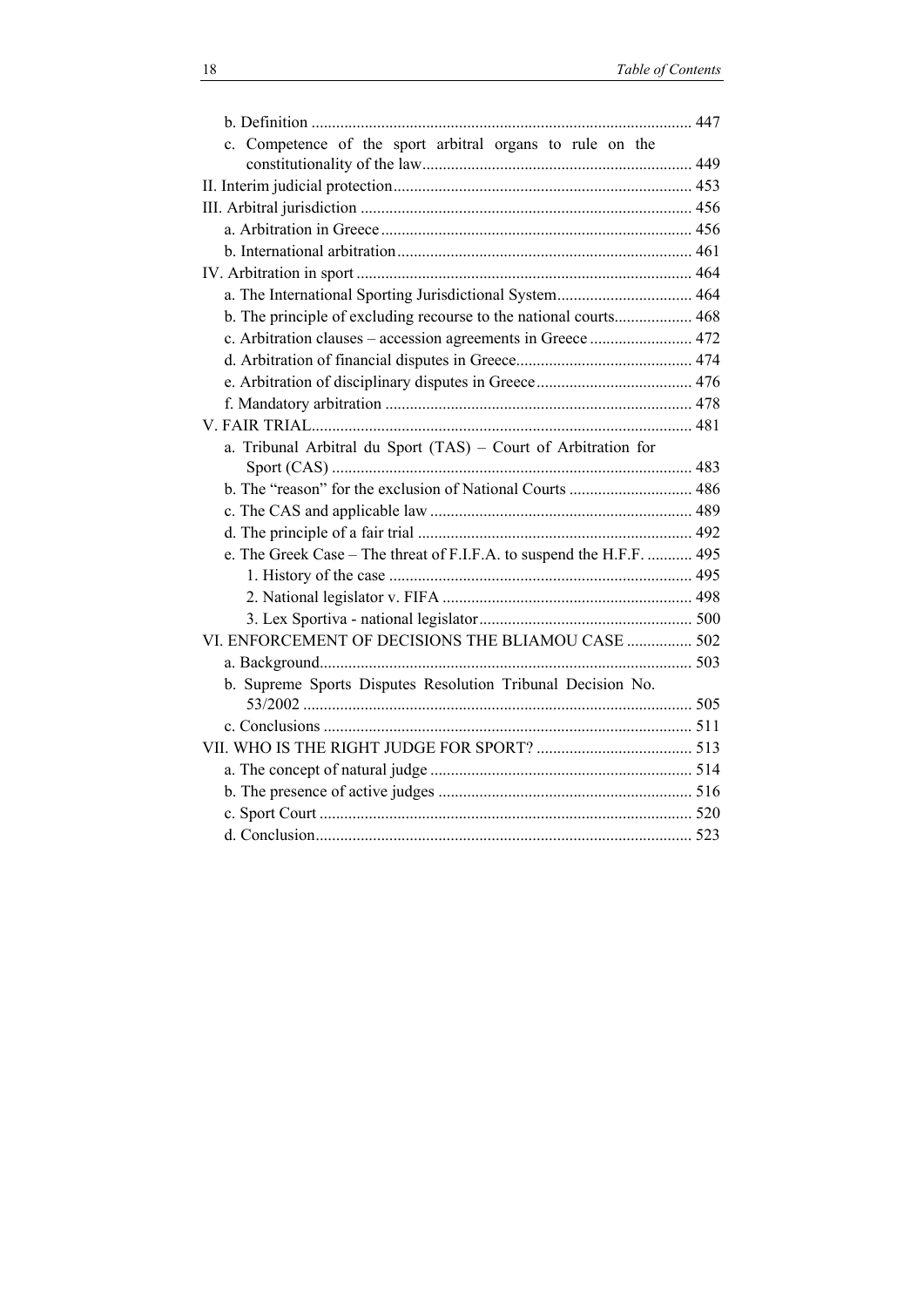b. Definition ............................................................................................ 447

c. Competence of the sport arbitral organs to rule on the constitutionality of the law.................................................................. 449

II. Interim judicial protection......................................................................... 453

III. Arbitral jurisdiction ................................................................................. 456

a. Arbitration in Greece........................................................................... 456

b. International arbitration....................................................................... 461

IV. Arbitration in sport .................................................................................. 464

a. The International Sporting Jurisdictional System................................. 464

b. The principle of excluding recourse to the national courts................... 468

c. Arbitration clauses – accession agreements in Greece ......................... 472

d. Arbitration of financial disputes in Greece........................................... 474

e. Arbitration of disciplinary disputes in Greece...................................... 476

f. Mandatory arbitration .......................................................................... 478

V. FAIR TRIAL............................................................................................. 481

a. Tribunal Arbitral du Sport (TAS) – Court of Arbitration for Sport (CAS) ....................................................................................... 483

b. The "reason" for the exclusion of National Courts .............................. 486

c. The CAS and applicable law ............................................................... 489

d. The principle of a fair trial .................................................................. 492

e. The Greek Case – The threat of F.I.F.A. to suspend the H.F.F. ........... 495

1. History of the case .......................................................................... 495

2. National legislator v. FIFA ............................................................. 498

3. Lex Sportiva - national legislator.................................................... 500

VI. ENFORCEMENT OF DECISIONS THE BLIAMOU CASE ................ 502

a. Background.......................................................................................... 503

b. Supreme Sports Disputes Resolution Tribunal Decision No. 53/2002 .............................................................................................. 505

c. Conclusions ......................................................................................... 511

VII. WHO IS THE RIGHT JUDGE FOR SPORT? ...................................... 513

a. The concept of natural judge ............................................................... 514

b. The presence of active judges ............................................................. 516

c. Sport Court .......................................................................................... 520

d. Conclusion........................................................................................... 523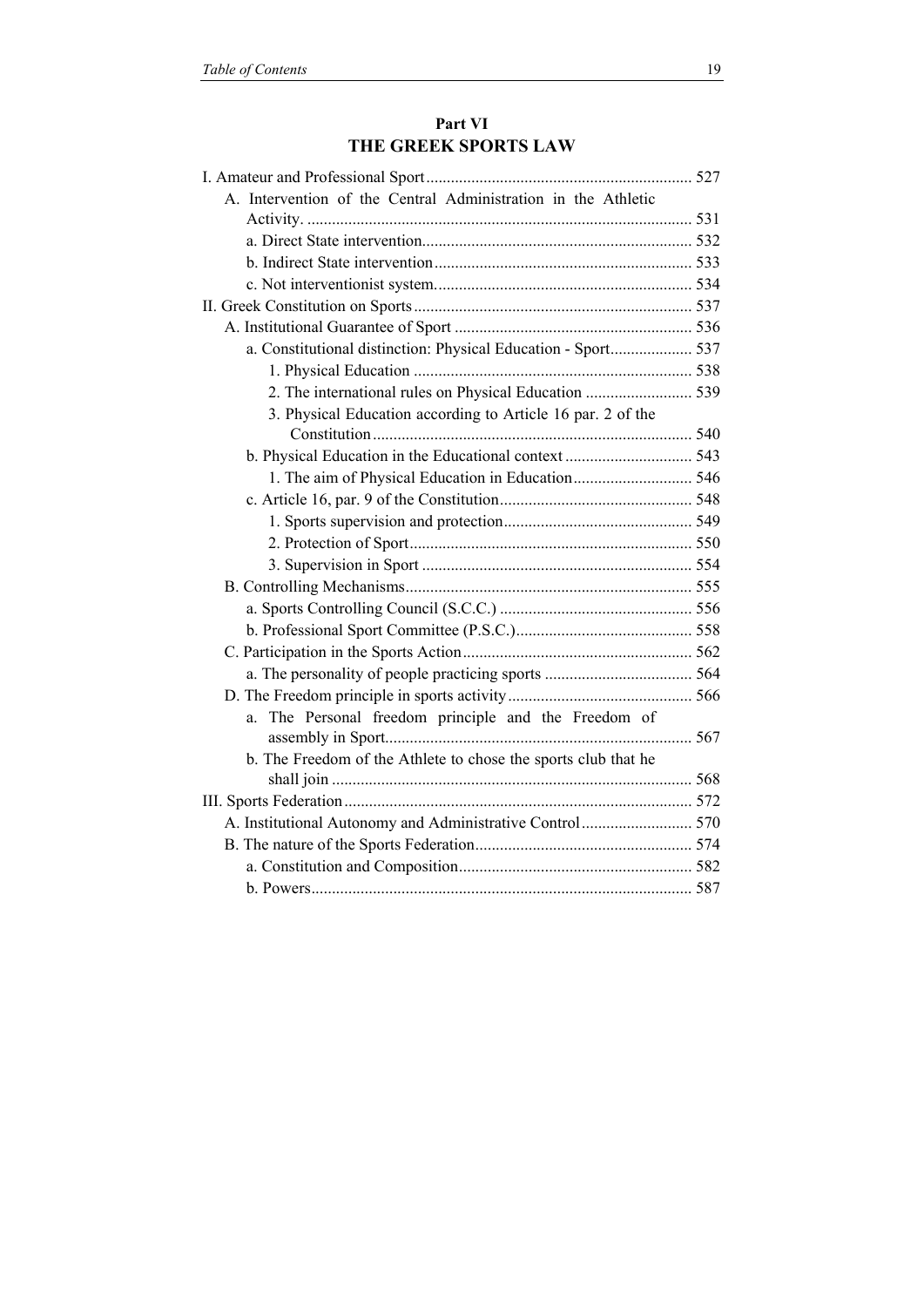## Part VI
## THE GREEK SPORTS LAW

I. Amateur and Professional Sport ................................................................. 527
- A. Intervention of the Central Administration in the Athletic Activity. ............................................................................................ 531
  - a. Direct State intervention................................................................. 532
  - b. Indirect State intervention .............................................................. 533
  - c. Not interventionist system. .............................................................. 534

II. Greek Constitution on Sports .................................................................. 537
- A. Institutional Guarantee of Sport .......................................................... 536
  - a. Constitutional distinction: Physical Education - Sport.................... 537
    - 1. Physical Education .................................................................... 538
    - 2. The international rules on Physical Education .......................... 539
    - 3. Physical Education according to Article 16 par. 2 of the Constitution ............................................................................. 540
  - b. Physical Education in the Educational context ............................... 543
    - 1. The aim of Physical Education in Education............................. 546
  - c. Article 16, par. 9 of the Constitution............................................... 548
    - 1. Sports supervision and protection.............................................. 549
    - 2. Protection of Sport..................................................................... 550
    - 3. Supervision in Sport .................................................................. 554
- B. Controlling Mechanisms..................................................................... 555
  - a. Sports Controlling Council (S.C.C.) ............................................... 556
  - b. Professional Sport Committee (P.S.C.)........................................... 558
- C. Participation in the Sports Action........................................................ 562
  - a. The personality of people practicing sports .................................... 564
- D. The Freedom principle in sports activity............................................. 566
  - a. The Personal freedom principle and the Freedom of assembly in Sport.......................................................................... 567
  - b. The Freedom of the Athlete to chose the sports club that he shall join ....................................................................................... 568

III. Sports Federation .................................................................................... 572
- A. Institutional Autonomy and Administrative Control........................... 570
- B. The nature of the Sports Federation.................................................... 574
  - a. Constitution and Composition......................................................... 582
  - b. Powers............................................................................................ 587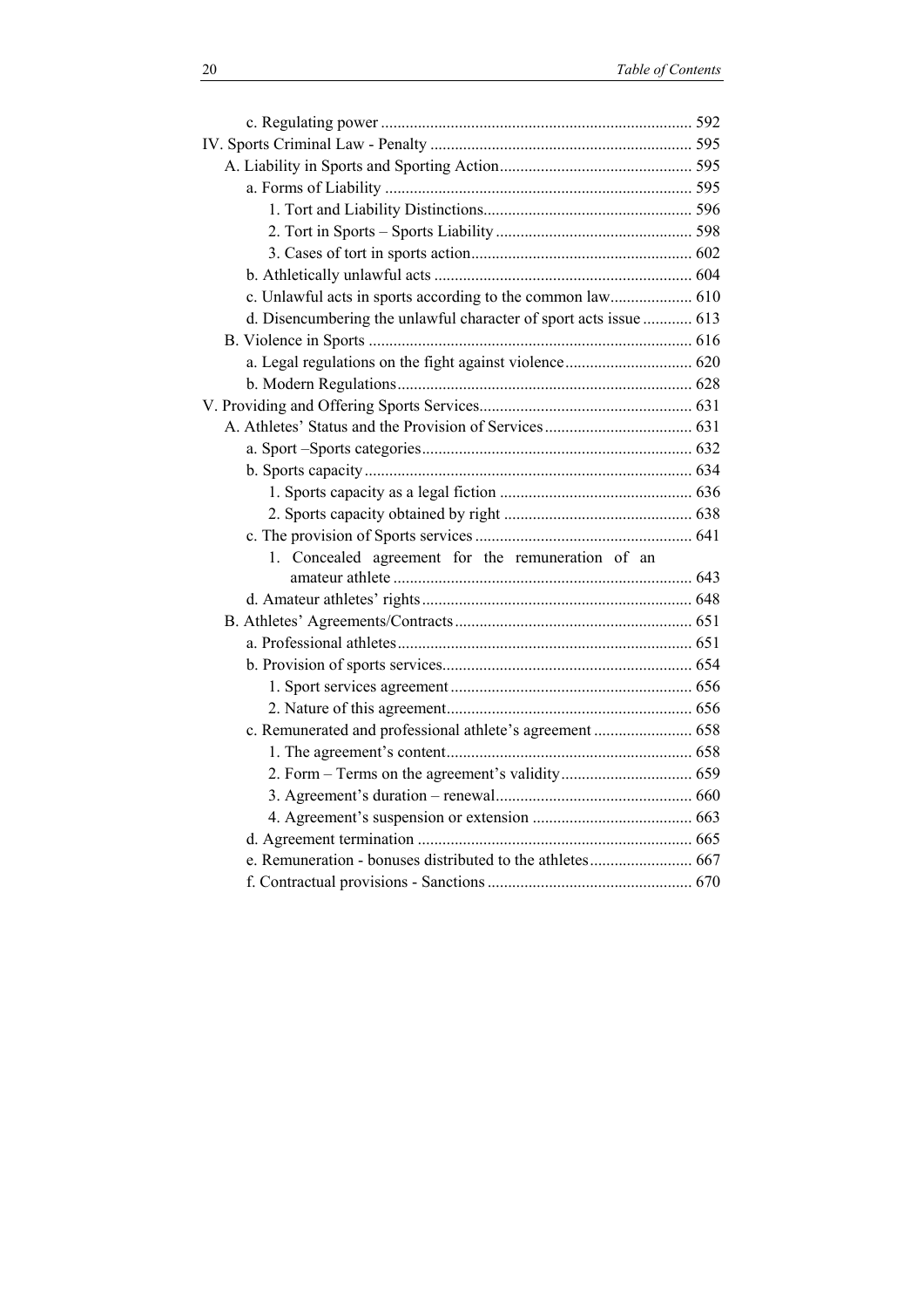c. Regulating power ........................................................................... 592

IV. Sports Criminal Law - Penalty ................................................................ 595

A. Liability in Sports and Sporting Action............................................... 595

a. Forms of Liability ........................................................................... 595

1. Tort and Liability Distinctions................................................... 596

2. Tort in Sports – Sports Liability ................................................ 598

3. Cases of tort in sports action...................................................... 602

b. Athletically unlawful acts ............................................................... 604

c. Unlawful acts in sports according to the common law.................... 610

d. Disencumbering the unlawful character of sport acts issue ............ 613

B. Violence in Sports ............................................................................... 616

a. Legal regulations on the fight against violence............................... 620

b. Modern Regulations........................................................................ 628

V. Providing and Offering Sports Services.................................................... 631

A. Athletes' Status and the Provision of Services.................................... 631

a. Sport –Sports categories.................................................................. 632

b. Sports capacity ................................................................................ 634

1. Sports capacity as a legal fiction ............................................... 636

2. Sports capacity obtained by right .............................................. 638

c. The provision of Sports services ..................................................... 641

1. Concealed agreement for the remuneration of an amateur athlete ......................................................................... 643

d. Amateur athletes' rights .................................................................. 648

B. Athletes' Agreements/Contracts .......................................................... 651

a. Professional athletes........................................................................ 651

b. Provision of sports services............................................................. 654

1. Sport services agreement ........................................................... 656

2. Nature of this agreement............................................................ 656

c. Remunerated and professional athlete's agreement ........................ 658

1. The agreement's content............................................................ 658

2. Form – Terms on the agreement's validity................................ 659

3. Agreement's duration – renewal................................................ 660

4. Agreement's suspension or extension ....................................... 663

d. Agreement termination ................................................................... 665

e. Remuneration - bonuses distributed to the athletes......................... 667

f. Contractual provisions - Sanctions .................................................. 670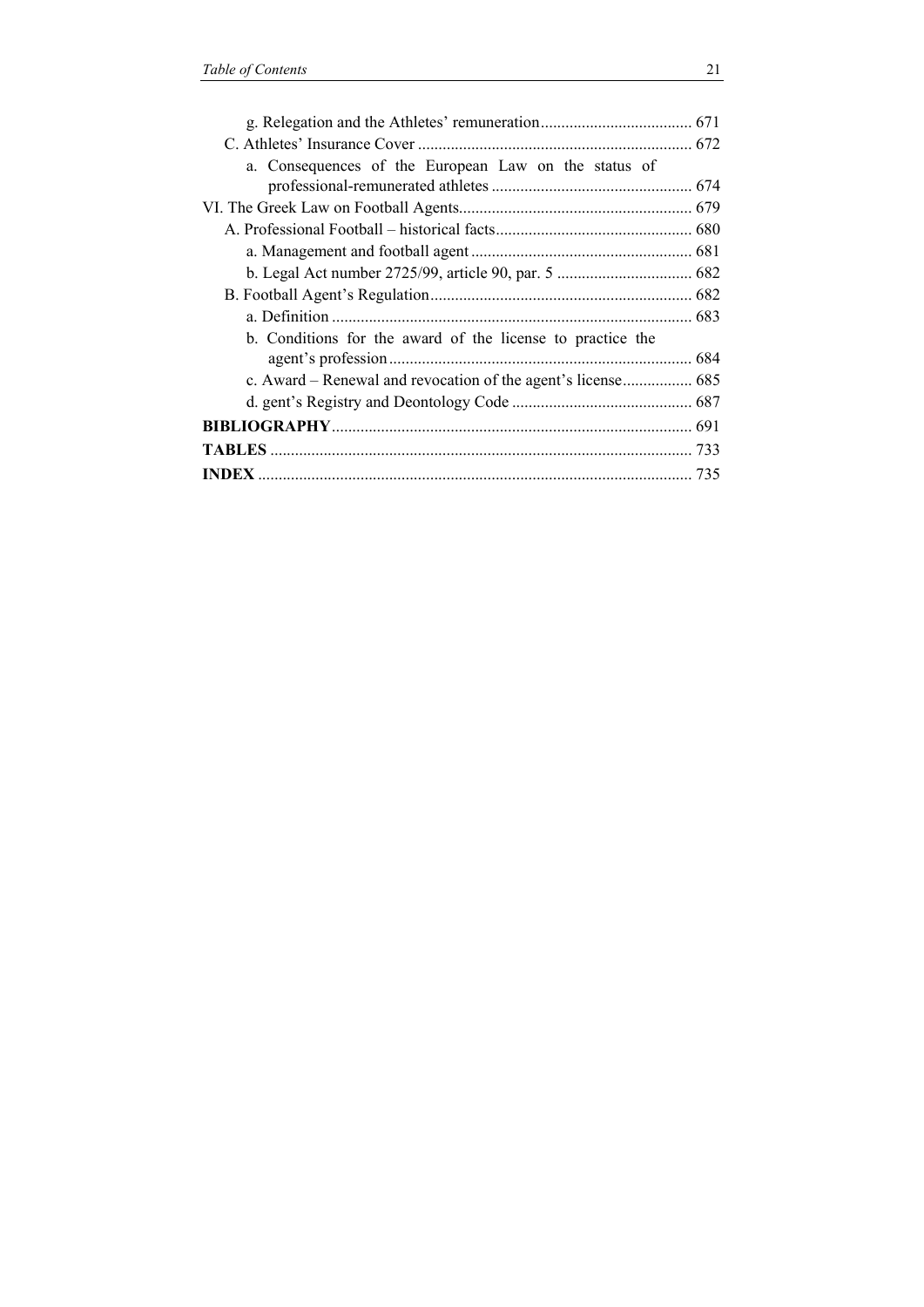g. Relegation and the Athletes' remuneration ..................................... 671

C. Athletes' Insurance Cover .................................................................. 672

a. Consequences of the European Law on the status of professional-remunerated athletes ................................................ 674

VI. The Greek Law on Football Agents......................................................... 679

A. Professional Football – historical facts ................................................ 680

a. Management and football agent ...................................................... 681

b. Legal Act number 2725/99, article 90, par. 5 ................................. 682

B. Football Agent's Regulation ................................................................ 682

a. Definition ....................................................................................... 683

b. Conditions for the award of the license to practice the agent's profession ......................................................................... 684

c. Award – Renewal and revocation of the agent's license................. 685

d. gent's Registry and Deontology Code ............................................ 687

**BIBLIOGRAPHY** ....................................................................................... 691

**TABLES** ...................................................................................................... 733

**INDEX** ......................................................................................................... 735